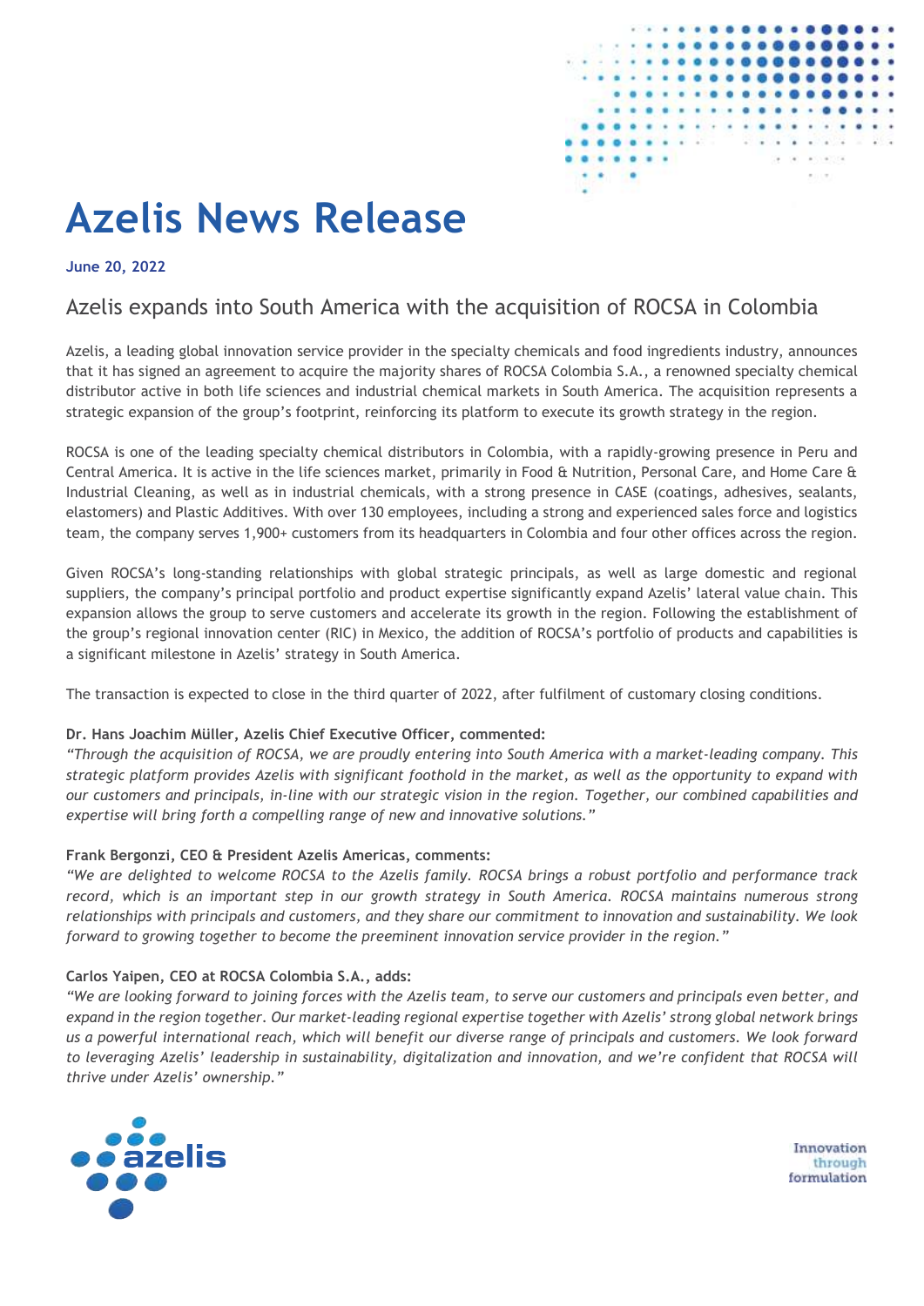# Azelis News Release

**June 20, 2022**

## Azelis expands into South America with the acquisition of ROCSA in Colombia

Azelis, a leading global innovation service provider in the specialty chemicals and food ingredients industry, announces that it has signed an agreement to acquire the majority shares of ROCSA Colombia S.A., a renowned specialty chemical distributor active in both life sciences and industrial chemical markets in South America. The acquisition represents a strategic expansion of the group's footprint, reinforcing its platform to execute its growth strategy in the region.

ROCSA is one of the leading specialty chemical distributors in Colombia, with a rapidly-growing presence in Peru and Central America. It is active in the life sciences market, primarily in Food & Nutrition, Personal Care, and Home Care & Industrial Cleaning, as well as in industrial chemicals, with a strong presence in CASE (coatings, adhesives, sealants, elastomers) and Plastic Additives. With over 130 employees, including a strong and experienced sales force and logistics team, the company serves 1,900+ customers from its headquarters in Colombia and four other offices across the region.

Given ROCSA's long-standing relationships with global strategic principals, as well as large domestic and regional suppliers, the company's principal portfolio and product expertise significantly expand Azelis' lateral value chain. This expansion allows the group to serve customers and accelerate its growth in the region. Following the establishment of the group's regional innovation center (RIC) in Mexico, the addition of ROCSA's portfolio of products and capabilities is a significant milestone in Azelis' strategy in South America.

The transaction is expected to close in the third quarter of 2022, after fulfilment of customary closing conditions.

**Dr. Hans Joachim Müller, Azelis Chief Executive Officer, commented:**

*"Through the acquisition of ROCSA, we are proudly entering into South America with a market-leading company. This strategic platform provides Azelis with significant foothold in the market, as well as the opportunity to expand with our customers and principals, in-line with our strategic vision in the region. Together, our combined capabilities and expertise will bring forth a compelling range of new and innovative solutions."*

**Frank Bergonzi, CEO & President Azelis Americas, comments:**

*"We are delighted to welcome ROCSA to the Azelis family. ROCSA brings a robust portfolio and performance track record, which is an important step in our growth strategy in South America. ROCSA maintains numerous strong relationships with principals and customers, and they share our commitment to innovation and sustainability. We look forward to growing together to become the preeminent innovation service provider in the region."*

**Carlos Yaipen, CEO at ROCSA Colombia S.A., adds:**

*"We are looking forward to joining forces with the Azelis team, to serve our customers and principals even better, and expand in the region together. Our market-leading regional expertise together with Azelis' strong global network brings us a powerful international reach, which will benefit our diverse range of principals and customers. We look forward to leveraging Azelis' leadership in sustainability, digitalization and innovation, and we're confident that ROCSA will thrive under Azelis' ownership."*

azelis

Innovation
through
formulation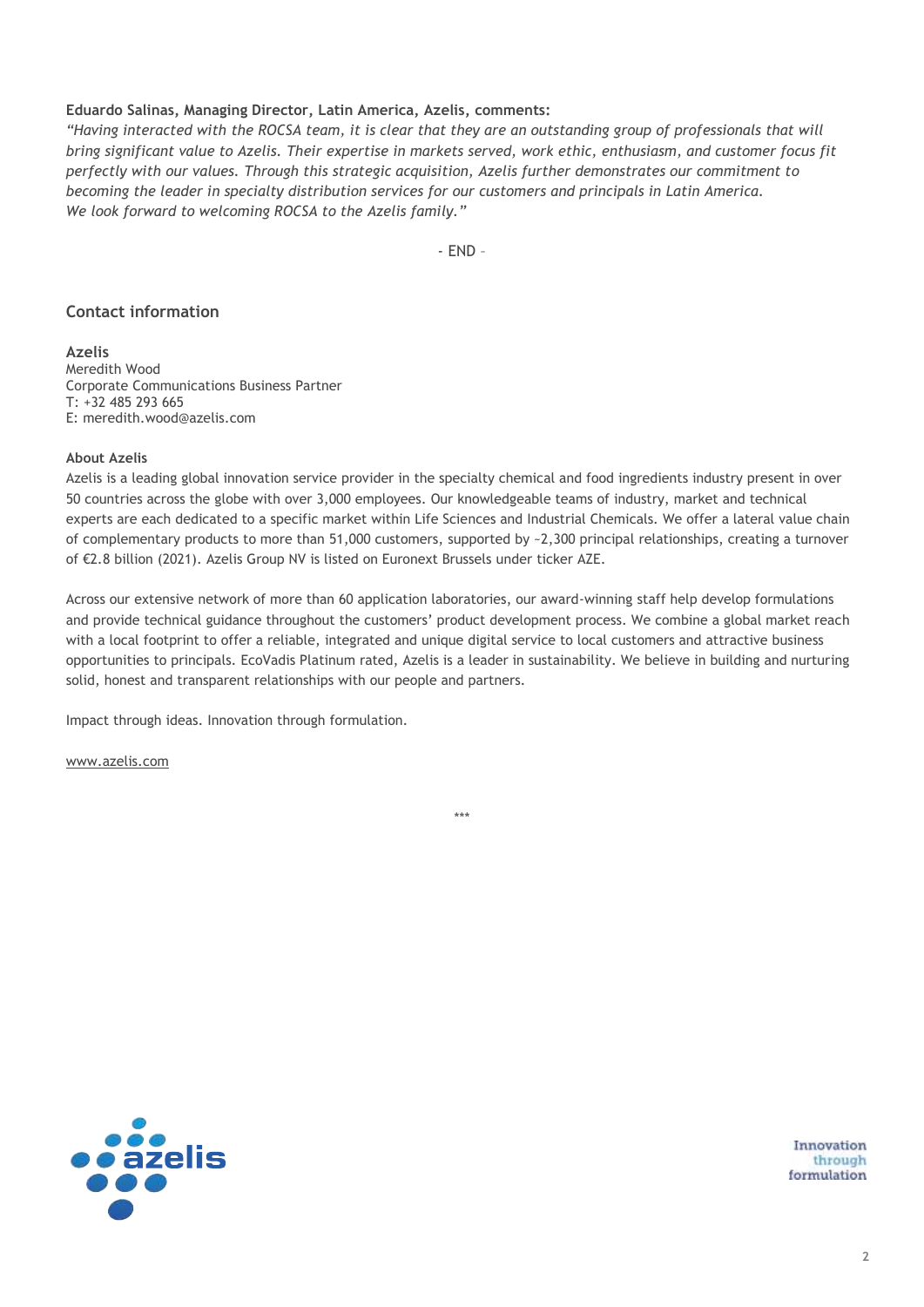**Eduardo Salinas, Managing Director, Latin America, Azelis, comments:**

*"Having interacted with the ROCSA team, it is clear that they are an outstanding group of professionals that will bring significant value to Azelis. Their expertise in markets served, work ethic, enthusiasm, and customer focus fit perfectly with our values. Through this strategic acquisition, Azelis further demonstrates our commitment to becoming the leader in specialty distribution services for our customers and principals in Latin America. We look forward to welcoming ROCSA to the Azelis family."*

- END –

## Contact information

**Azelis**
Meredith Wood
Corporate Communications Business Partner
T: +32 485 293 665
E: meredith.wood@azelis.com

**About Azelis**

Azelis is a leading global innovation service provider in the specialty chemical and food ingredients industry present in over 50 countries across the globe with over 3,000 employees. Our knowledgeable teams of industry, market and technical experts are each dedicated to a specific market within Life Sciences and Industrial Chemicals. We offer a lateral value chain of complementary products to more than 51,000 customers, supported by ~2,300 principal relationships, creating a turnover of €2.8 billion (2021). Azelis Group NV is listed on Euronext Brussels under ticker AZE.

Across our extensive network of more than 60 application laboratories, our award-winning staff help develop formulations and provide technical guidance throughout the customers' product development process. We combine a global market reach with a local footprint to offer a reliable, integrated and unique digital service to local customers and attractive business opportunities to principals. EcoVadis Platinum rated, Azelis is a leader in sustainability. We believe in building and nurturing solid, honest and transparent relationships with our people and partners.

Impact through ideas. Innovation through formulation.

www.azelis.com

***